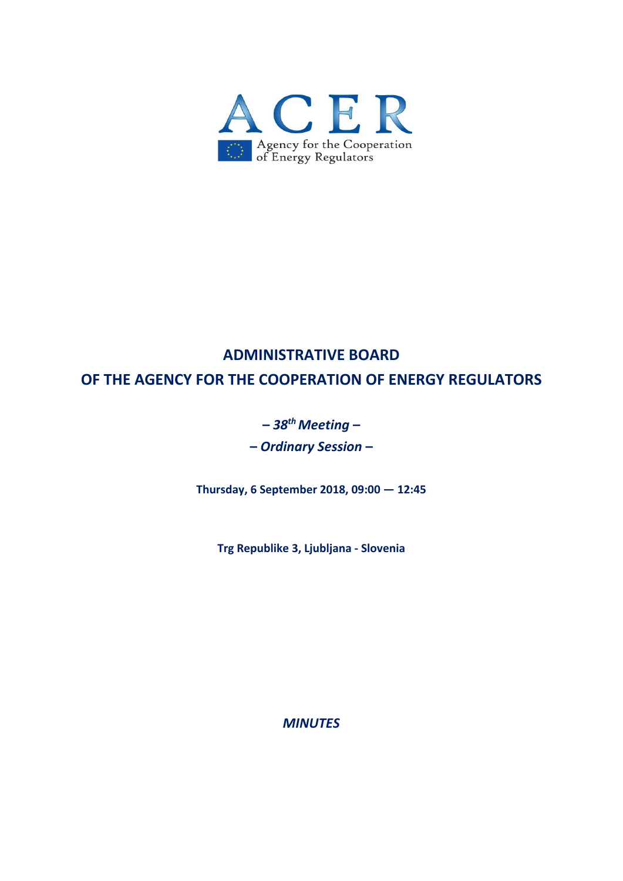ACER

Agency for the Cooperation of Energy Regulators

# ADMINISTRATIVE BOARD

# OF THE AGENCY FOR THE COOPERATION OF ENERGY REGULATORS

***– 38th Meeting –***

***– Ordinary Session –***

**Thursday, 6 September 2018, 09:00 — 12:45**

**Trg Republike 3, Ljubljana - Slovenia**

***MINUTES***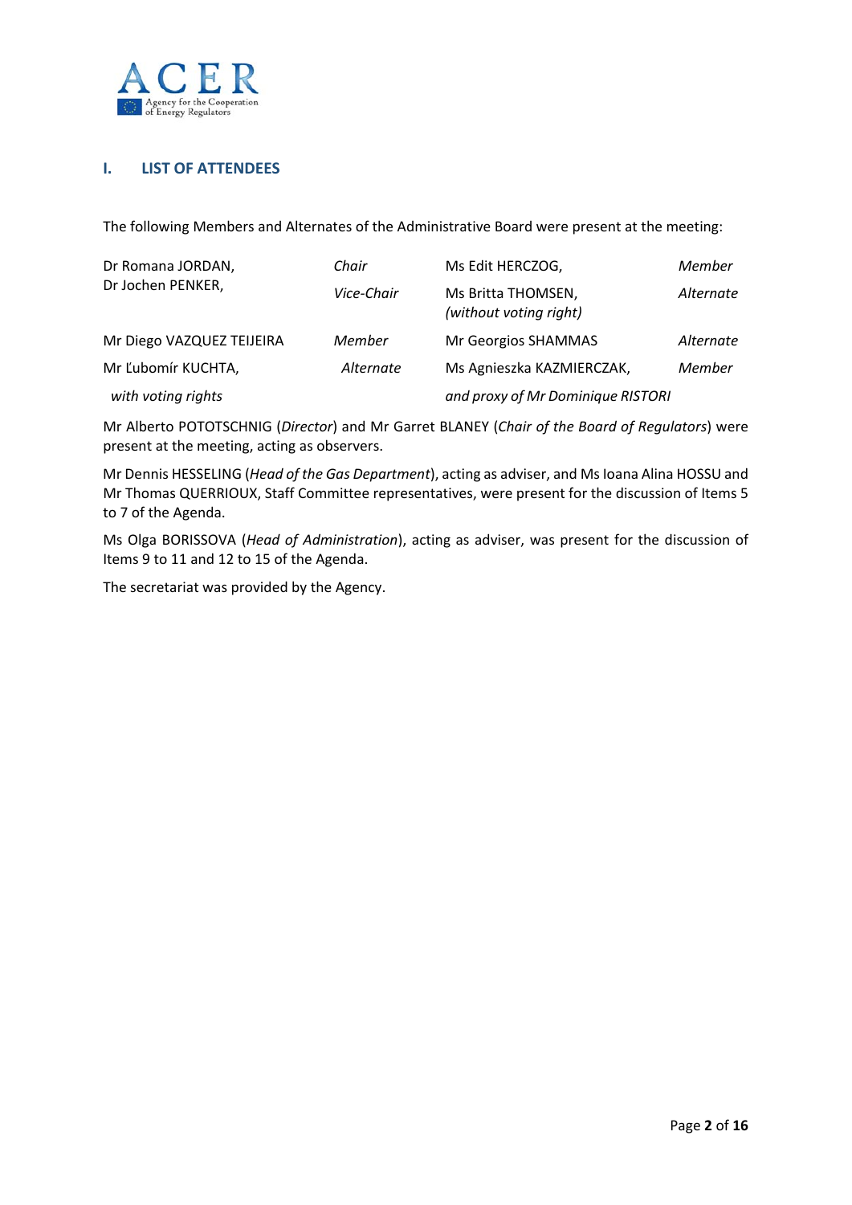## I. LIST OF ATTENDEES

The following Members and Alternates of the Administrative Board were present at the meeting:

| | | | |
|---|---|---|---|
| Dr Romana JORDAN, | *Chair* | Ms Edit HERCZOG, | *Member* |
| Dr Jochen PENKER, | *Vice-Chair* | Ms Britta THOMSEN, *(without voting right)* | *Alternate* |
| Mr Diego VAZQUEZ TEIJEIRA | *Member* | Mr Georgios SHAMMAS | *Alternate* |
| Mr Ľubomír KUCHTA, | *Alternate* | Ms Agnieszka KAZMIERCZAK, | *Member* |
| *with voting rights* | | *and proxy of Mr Dominique RISTORI* | |

Mr Alberto POTOTSCHNIG (*Director*) and Mr Garret BLANEY (*Chair of the Board of Regulators*) were present at the meeting, acting as observers.

Mr Dennis HESSELING (*Head of the Gas Department*), acting as adviser, and Ms Ioana Alina HOSSU and Mr Thomas QUERRIOUX, Staff Committee representatives, were present for the discussion of Items 5 to 7 of the Agenda.

Ms Olga BORISSOVA (*Head of Administration*), acting as adviser, was present for the discussion of Items 9 to 11 and 12 to 15 of the Agenda.

The secretariat was provided by the Agency.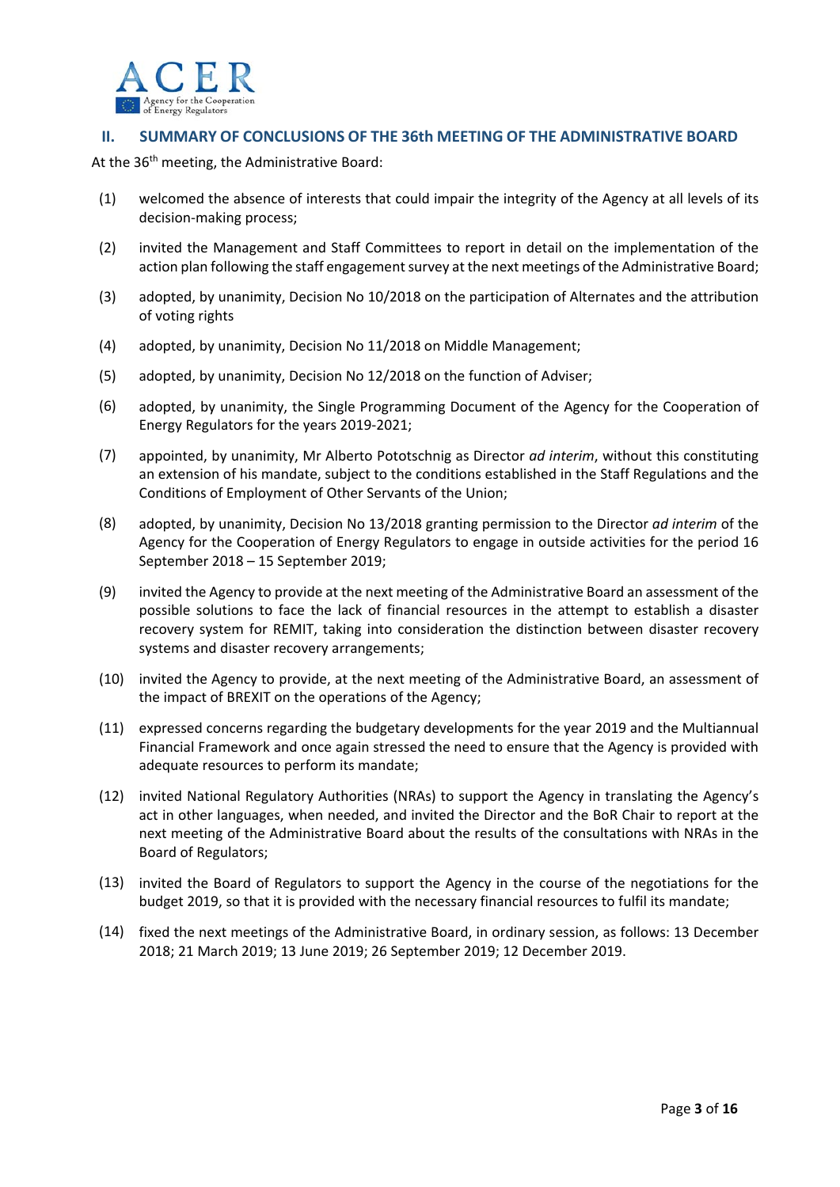## II. SUMMARY OF CONCLUSIONS OF THE 36th MEETING OF THE ADMINISTRATIVE BOARD

At the 36th meeting, the Administrative Board:

(1) welcomed the absence of interests that could impair the integrity of the Agency at all levels of its decision-making process;

(2) invited the Management and Staff Committees to report in detail on the implementation of the action plan following the staff engagement survey at the next meetings of the Administrative Board;

(3) adopted, by unanimity, Decision No 10/2018 on the participation of Alternates and the attribution of voting rights

(4) adopted, by unanimity, Decision No 11/2018 on Middle Management;

(5) adopted, by unanimity, Decision No 12/2018 on the function of Adviser;

(6) adopted, by unanimity, the Single Programming Document of the Agency for the Cooperation of Energy Regulators for the years 2019-2021;

(7) appointed, by unanimity, Mr Alberto Pototschnig as Director *ad interim*, without this constituting an extension of his mandate, subject to the conditions established in the Staff Regulations and the Conditions of Employment of Other Servants of the Union;

(8) adopted, by unanimity, Decision No 13/2018 granting permission to the Director *ad interim* of the Agency for the Cooperation of Energy Regulators to engage in outside activities for the period 16 September 2018 – 15 September 2019;

(9) invited the Agency to provide at the next meeting of the Administrative Board an assessment of the possible solutions to face the lack of financial resources in the attempt to establish a disaster recovery system for REMIT, taking into consideration the distinction between disaster recovery systems and disaster recovery arrangements;

(10) invited the Agency to provide, at the next meeting of the Administrative Board, an assessment of the impact of BREXIT on the operations of the Agency;

(11) expressed concerns regarding the budgetary developments for the year 2019 and the Multiannual Financial Framework and once again stressed the need to ensure that the Agency is provided with adequate resources to perform its mandate;

(12) invited National Regulatory Authorities (NRAs) to support the Agency in translating the Agency's act in other languages, when needed, and invited the Director and the BoR Chair to report at the next meeting of the Administrative Board about the results of the consultations with NRAs in the Board of Regulators;

(13) invited the Board of Regulators to support the Agency in the course of the negotiations for the budget 2019, so that it is provided with the necessary financial resources to fulfil its mandate;

(14) fixed the next meetings of the Administrative Board, in ordinary session, as follows: 13 December 2018; 21 March 2019; 13 June 2019; 26 September 2019; 12 December 2019.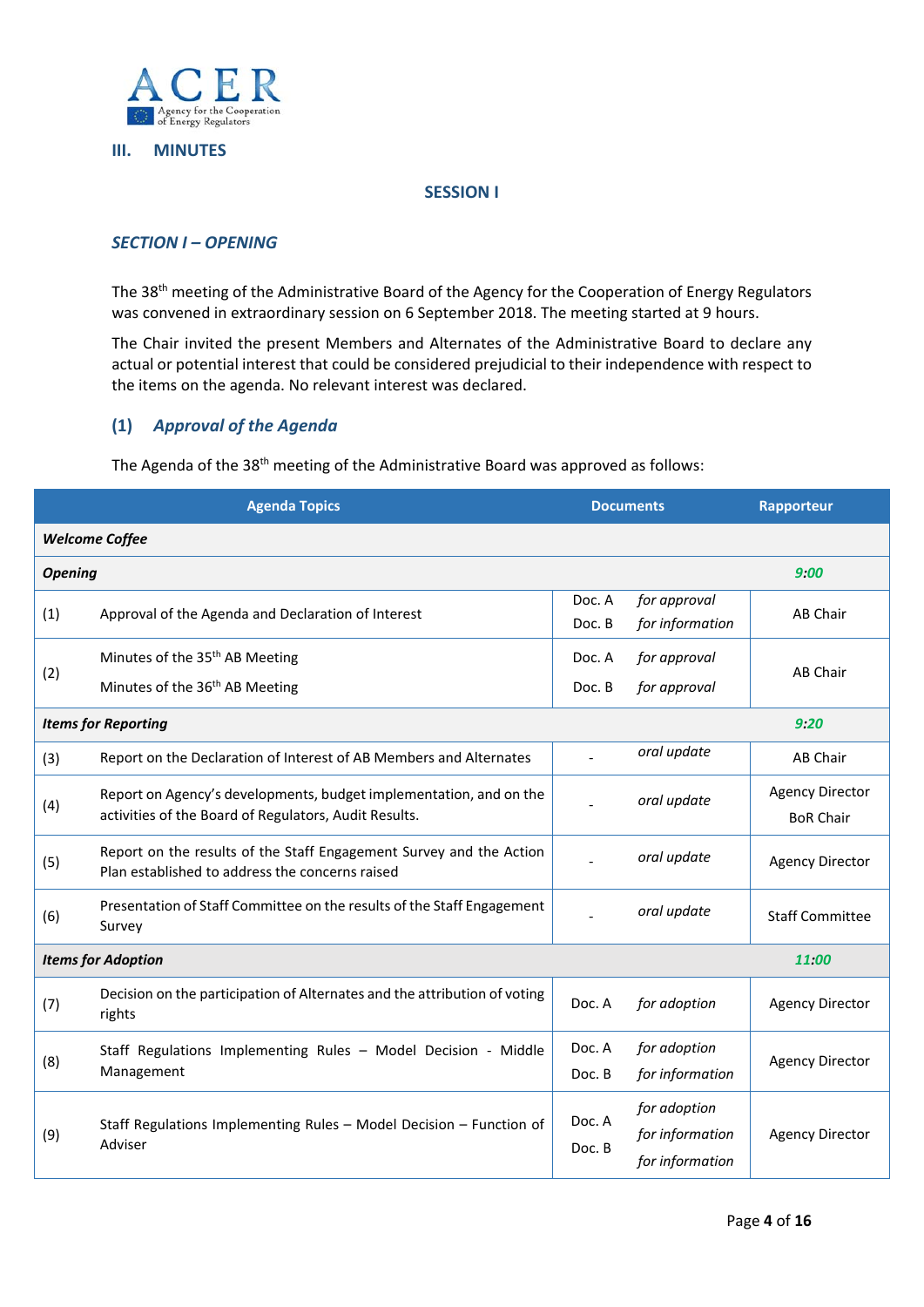## III. MINUTES

### SESSION I

### *SECTION I – OPENING*

The 38th meeting of the Administrative Board of the Agency for the Cooperation of Energy Regulators was convened in extraordinary session on 6 September 2018. The meeting started at 9 hours.

The Chair invited the present Members and Alternates of the Administrative Board to declare any actual or potential interest that could be considered prejudicial to their independence with respect to the items on the agenda. No relevant interest was declared.

### (1) *Approval of the Agenda*

The Agenda of the 38th meeting of the Administrative Board was approved as follows:

| | Agenda Topics | Documents | | Rapporteur |
|---|---|---|---|---|
| ***Welcome Coffee*** | | | | |
| ***Opening*** | | | | ***9:00*** |
| (1) | Approval of the Agenda and Declaration of Interest | Doc. A<br>Doc. B | *for approval*<br>*for information* | AB Chair |
| (2) | Minutes of the 35th AB Meeting<br>Minutes of the 36th AB Meeting | Doc. A<br>Doc. B | *for approval*<br>*for approval* | AB Chair |
| ***Items for Reporting*** | | | | ***9:20*** |
| (3) | Report on the Declaration of Interest of AB Members and Alternates | - | *oral update* | AB Chair |
| (4) | Report on Agency's developments, budget implementation, and on the activities of the Board of Regulators, Audit Results. | - | *oral update* | Agency Director<br>BoR Chair |
| (5) | Report on the results of the Staff Engagement Survey and the Action Plan established to address the concerns raised | - | *oral update* | Agency Director |
| (6) | Presentation of Staff Committee on the results of the Staff Engagement Survey | - | *oral update* | Staff Committee |
| ***Items for Adoption*** | | | | ***11:00*** |
| (7) | Decision on the participation of Alternates and the attribution of voting rights | Doc. A | *for adoption* | Agency Director |
| (8) | Staff Regulations Implementing Rules – Model Decision - Middle Management | Doc. A<br>Doc. B | *for adoption*<br>*for information* | Agency Director |
| (9) | Staff Regulations Implementing Rules – Model Decision – Function of Adviser | Doc. A<br>Doc. B | *for adoption*<br>*for information*<br>*for information* | Agency Director |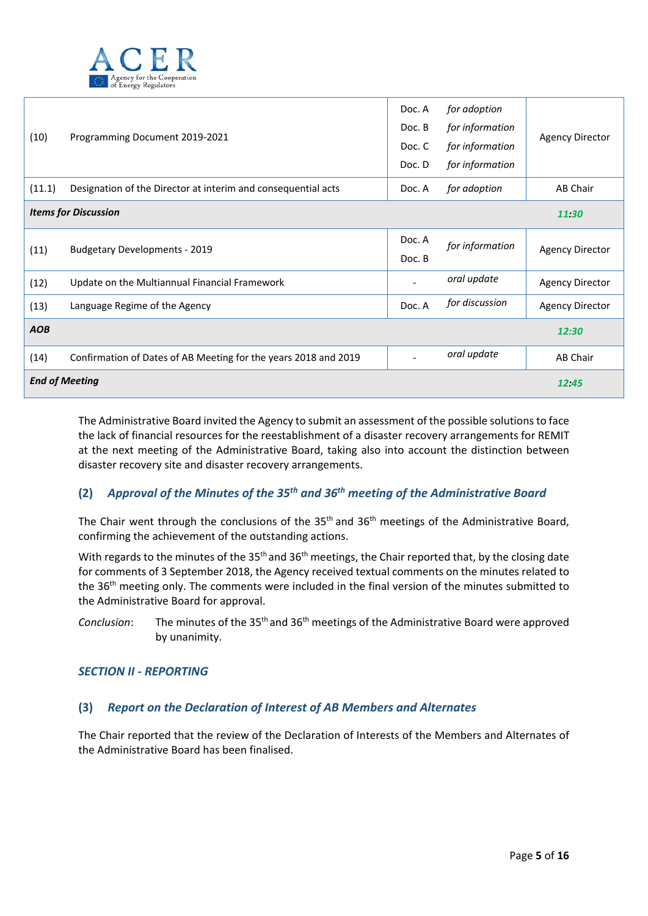| | | | | |
|---|---|---|---|---|
| (10) | Programming Document 2019-2021 | Doc. A<br>Doc. B<br>Doc. C<br>Doc. D | *for adoption*<br>*for information*<br>*for information*<br>*for information* | Agency Director |
| (11.1) | Designation of the Director at interim and consequential acts | Doc. A | *for adoption* | AB Chair |
| ***Items for Discussion*** | | | | ***11:30*** |
| (11) | Budgetary Developments - 2019 | Doc. A<br>Doc. B | *for information* | Agency Director |
| (12) | Update on the Multiannual Financial Framework | - | *oral update* | Agency Director |
| (13) | Language Regime of the Agency | Doc. A | *for discussion* | Agency Director |
| ***AOB*** | | | | ***12:30*** |
| (14) | Confirmation of Dates of AB Meeting for the years 2018 and 2019 | - | *oral update* | AB Chair |
| ***End of Meeting*** | | | | ***12:45*** |

The Administrative Board invited the Agency to submit an assessment of the possible solutions to face the lack of financial resources for the reestablishment of a disaster recovery arrangements for REMIT at the next meeting of the Administrative Board, taking also into account the distinction between disaster recovery site and disaster recovery arrangements.

## (2) *Approval of the Minutes of the 35th and 36th meeting of the Administrative Board*

The Chair went through the conclusions of the 35th and 36th meetings of the Administrative Board, confirming the achievement of the outstanding actions.

With regards to the minutes of the 35th and 36th meetings, the Chair reported that, by the closing date for comments of 3 September 2018, the Agency received textual comments on the minutes related to the 36th meeting only. The comments were included in the final version of the minutes submitted to the Administrative Board for approval.

*Conclusion*: The minutes of the 35th and 36th meetings of the Administrative Board were approved by unanimity.

## *SECTION II - REPORTING*

## (3) *Report on the Declaration of Interest of AB Members and Alternates*

The Chair reported that the review of the Declaration of Interests of the Members and Alternates of the Administrative Board has been finalised.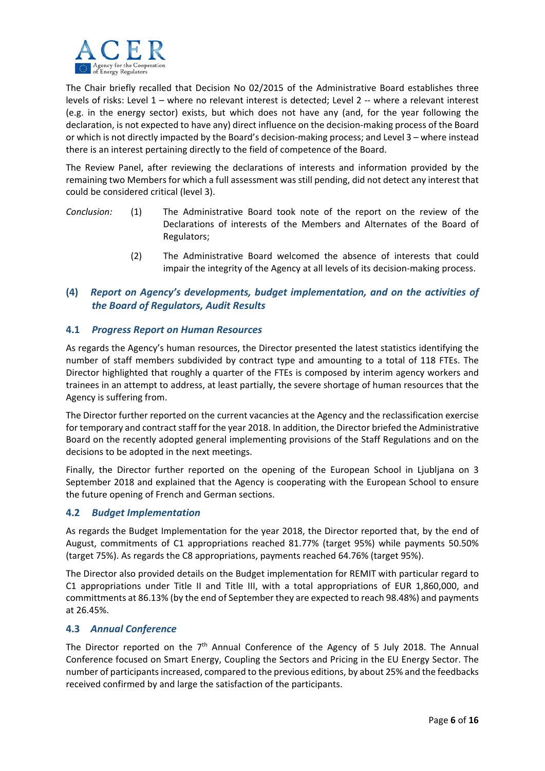The Chair briefly recalled that Decision No 02/2015 of the Administrative Board establishes three levels of risks: Level 1 – where no relevant interest is detected; Level 2 -- where a relevant interest (e.g. in the energy sector) exists, but which does not have any (and, for the year following the declaration, is not expected to have any) direct influence on the decision-making process of the Board or which is not directly impacted by the Board's decision-making process; and Level 3 – where instead there is an interest pertaining directly to the field of competence of the Board.

The Review Panel, after reviewing the declarations of interests and information provided by the remaining two Members for which a full assessment was still pending, did not detect any interest that could be considered critical (level 3).

*Conclusion:* (1) The Administrative Board took note of the report on the review of the Declarations of interests of the Members and Alternates of the Board of Regulators;

(2) The Administrative Board welcomed the absence of interests that could impair the integrity of the Agency at all levels of its decision-making process.

## (4) *Report on Agency's developments, budget implementation, and on the activities of the Board of Regulators, Audit Results*

### 4.1 *Progress Report on Human Resources*

As regards the Agency's human resources, the Director presented the latest statistics identifying the number of staff members subdivided by contract type and amounting to a total of 118 FTEs. The Director highlighted that roughly a quarter of the FTEs is composed by interim agency workers and trainees in an attempt to address, at least partially, the severe shortage of human resources that the Agency is suffering from.

The Director further reported on the current vacancies at the Agency and the reclassification exercise for temporary and contract staff for the year 2018. In addition, the Director briefed the Administrative Board on the recently adopted general implementing provisions of the Staff Regulations and on the decisions to be adopted in the next meetings.

Finally, the Director further reported on the opening of the European School in Ljubljana on 3 September 2018 and explained that the Agency is cooperating with the European School to ensure the future opening of French and German sections.

### 4.2 *Budget Implementation*

As regards the Budget Implementation for the year 2018, the Director reported that, by the end of August, commitments of C1 appropriations reached 81.77% (target 95%) while payments 50.50% (target 75%). As regards the C8 appropriations, payments reached 64.76% (target 95%).

The Director also provided details on the Budget implementation for REMIT with particular regard to C1 appropriations under Title II and Title III, with a total appropriations of EUR 1,860,000, and committments at 86.13% (by the end of September they are expected to reach 98.48%) and payments at 26.45%.

### 4.3 *Annual Conference*

The Director reported on the 7th Annual Conference of the Agency of 5 July 2018. The Annual Conference focused on Smart Energy, Coupling the Sectors and Pricing in the EU Energy Sector. The number of participants increased, compared to the previous editions, by about 25% and the feedbacks received confirmed by and large the satisfaction of the participants.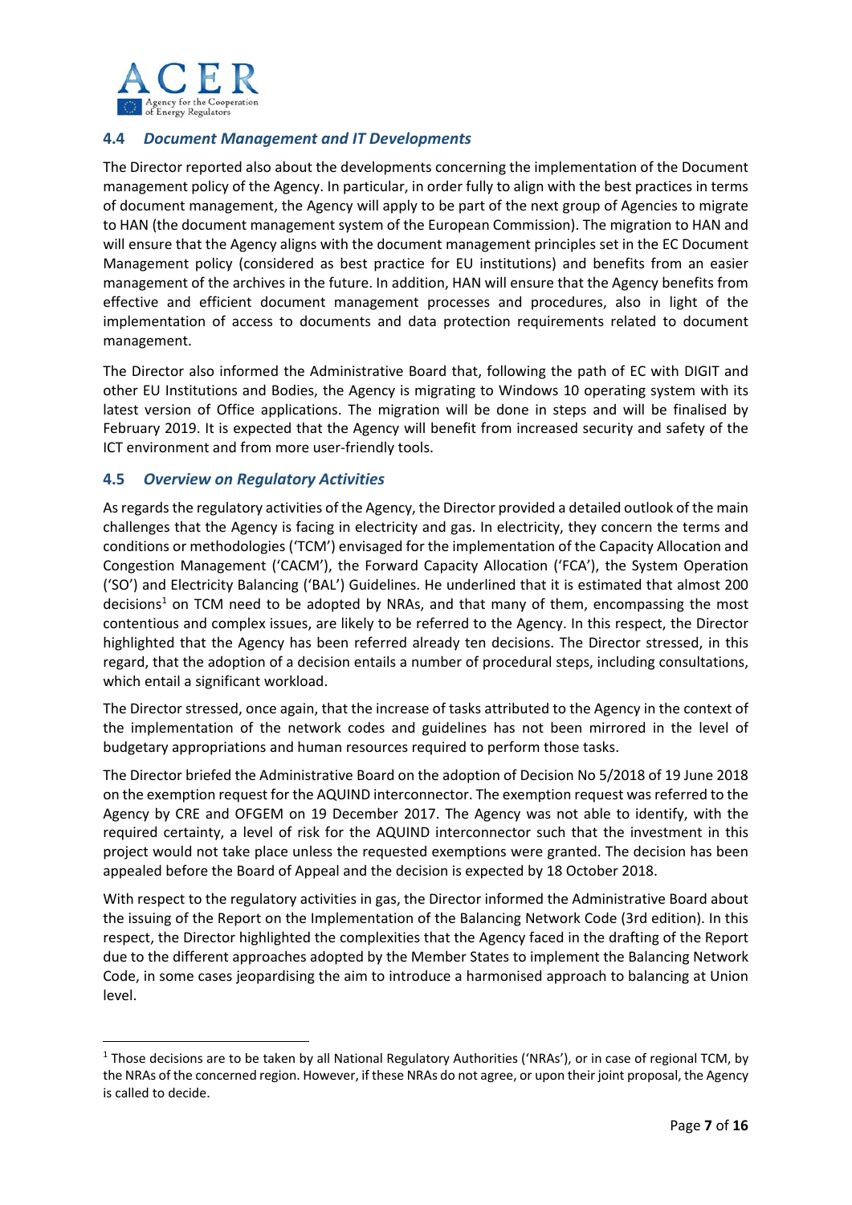### 4.4 *Document Management and IT Developments*

The Director reported also about the developments concerning the implementation of the Document management policy of the Agency. In particular, in order fully to align with the best practices in terms of document management, the Agency will apply to be part of the next group of Agencies to migrate to HAN (the document management system of the European Commission). The migration to HAN and will ensure that the Agency aligns with the document management principles set in the EC Document Management policy (considered as best practice for EU institutions) and benefits from an easier management of the archives in the future. In addition, HAN will ensure that the Agency benefits from effective and efficient document management processes and procedures, also in light of the implementation of access to documents and data protection requirements related to document management.

The Director also informed the Administrative Board that, following the path of EC with DIGIT and other EU Institutions and Bodies, the Agency is migrating to Windows 10 operating system with its latest version of Office applications. The migration will be done in steps and will be finalised by February 2019. It is expected that the Agency will benefit from increased security and safety of the ICT environment and from more user-friendly tools.

### 4.5 *Overview on Regulatory Activities*

As regards the regulatory activities of the Agency, the Director provided a detailed outlook of the main challenges that the Agency is facing in electricity and gas. In electricity, they concern the terms and conditions or methodologies ('TCM') envisaged for the implementation of the Capacity Allocation and Congestion Management ('CACM'), the Forward Capacity Allocation ('FCA'), the System Operation ('SO') and Electricity Balancing ('BAL') Guidelines. He underlined that it is estimated that almost 200 decisions[1] on TCM need to be adopted by NRAs, and that many of them, encompassing the most contentious and complex issues, are likely to be referred to the Agency. In this respect, the Director highlighted that the Agency has been referred already ten decisions. The Director stressed, in this regard, that the adoption of a decision entails a number of procedural steps, including consultations, which entail a significant workload.

The Director stressed, once again, that the increase of tasks attributed to the Agency in the context of the implementation of the network codes and guidelines has not been mirrored in the level of budgetary appropriations and human resources required to perform those tasks.

The Director briefed the Administrative Board on the adoption of Decision No 5/2018 of 19 June 2018 on the exemption request for the AQUIND interconnector. The exemption request was referred to the Agency by CRE and OFGEM on 19 December 2017. The Agency was not able to identify, with the required certainty, a level of risk for the AQUIND interconnector such that the investment in this project would not take place unless the requested exemptions were granted. The decision has been appealed before the Board of Appeal and the decision is expected by 18 October 2018.

With respect to the regulatory activities in gas, the Director informed the Administrative Board about the issuing of the Report on the Implementation of the Balancing Network Code (3rd edition). In this respect, the Director highlighted the complexities that the Agency faced in the drafting of the Report due to the different approaches adopted by the Member States to implement the Balancing Network Code, in some cases jeopardising the aim to introduce a harmonised approach to balancing at Union level.

---

[1] Those decisions are to be taken by all National Regulatory Authorities ('NRAs'), or in case of regional TCM, by the NRAs of the concerned region. However, if these NRAs do not agree, or upon their joint proposal, the Agency is called to decide.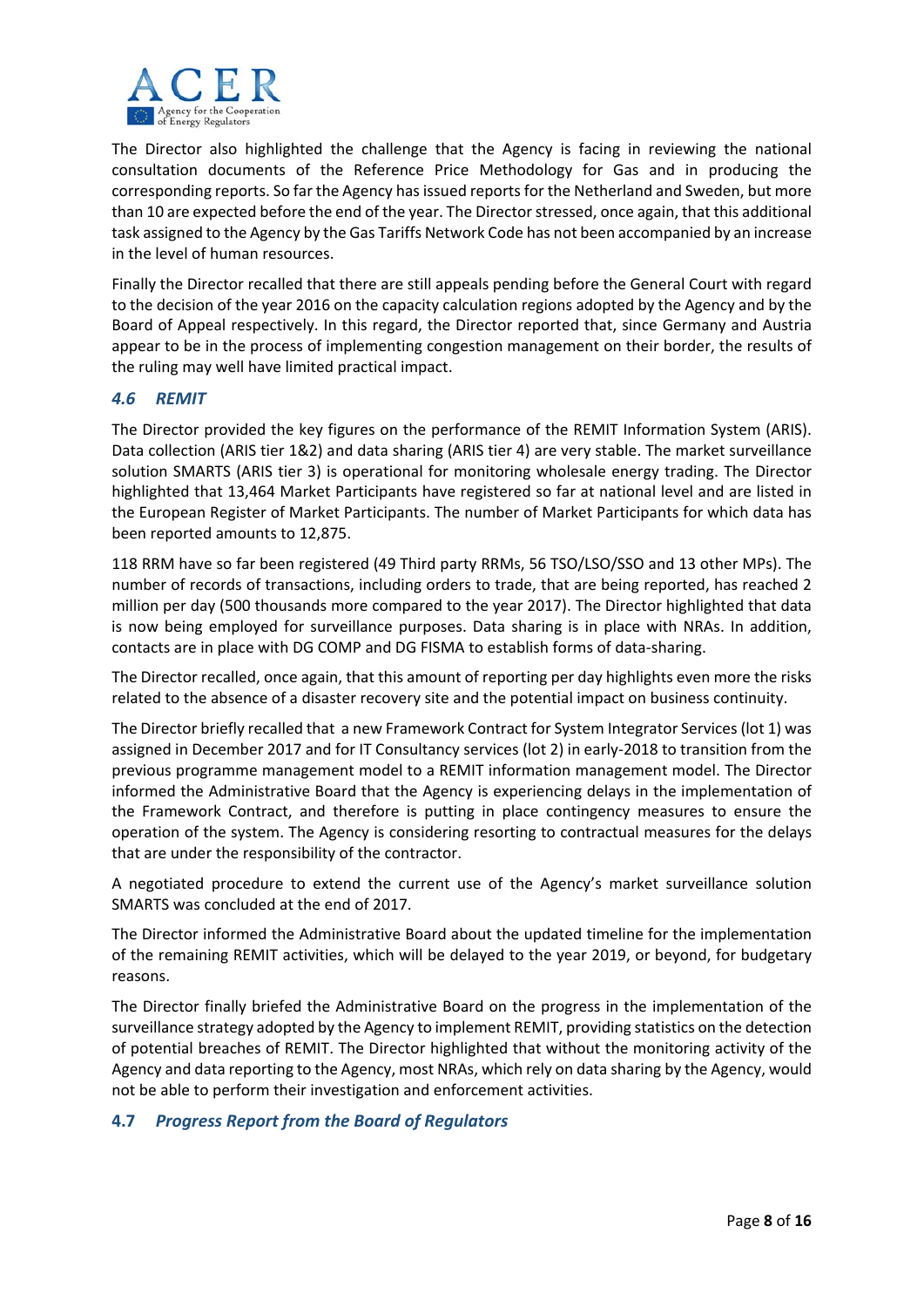The Director also highlighted the challenge that the Agency is facing in reviewing the national consultation documents of the Reference Price Methodology for Gas and in producing the corresponding reports. So far the Agency has issued reports for the Netherland and Sweden, but more than 10 are expected before the end of the year. The Director stressed, once again, that this additional task assigned to the Agency by the Gas Tariffs Network Code has not been accompanied by an increase in the level of human resources.

Finally the Director recalled that there are still appeals pending before the General Court with regard to the decision of the year 2016 on the capacity calculation regions adopted by the Agency and by the Board of Appeal respectively. In this regard, the Director reported that, since Germany and Austria appear to be in the process of implementing congestion management on their border, the results of the ruling may well have limited practical impact.

### *4.6 REMIT*

The Director provided the key figures on the performance of the REMIT Information System (ARIS). Data collection (ARIS tier 1&2) and data sharing (ARIS tier 4) are very stable. The market surveillance solution SMARTS (ARIS tier 3) is operational for monitoring wholesale energy trading. The Director highlighted that 13,464 Market Participants have registered so far at national level and are listed in the European Register of Market Participants. The number of Market Participants for which data has been reported amounts to 12,875.

118 RRM have so far been registered (49 Third party RRMs, 56 TSO/LSO/SSO and 13 other MPs). The number of records of transactions, including orders to trade, that are being reported, has reached 2 million per day (500 thousands more compared to the year 2017). The Director highlighted that data is now being employed for surveillance purposes. Data sharing is in place with NRAs. In addition, contacts are in place with DG COMP and DG FISMA to establish forms of data-sharing.

The Director recalled, once again, that this amount of reporting per day highlights even more the risks related to the absence of a disaster recovery site and the potential impact on business continuity.

The Director briefly recalled that a new Framework Contract for System Integrator Services (lot 1) was assigned in December 2017 and for IT Consultancy services (lot 2) in early-2018 to transition from the previous programme management model to a REMIT information management model. The Director informed the Administrative Board that the Agency is experiencing delays in the implementation of the Framework Contract, and therefore is putting in place contingency measures to ensure the operation of the system. The Agency is considering resorting to contractual measures for the delays that are under the responsibility of the contractor.

A negotiated procedure to extend the current use of the Agency's market surveillance solution SMARTS was concluded at the end of 2017.

The Director informed the Administrative Board about the updated timeline for the implementation of the remaining REMIT activities, which will be delayed to the year 2019, or beyond, for budgetary reasons.

The Director finally briefed the Administrative Board on the progress in the implementation of the surveillance strategy adopted by the Agency to implement REMIT, providing statistics on the detection of potential breaches of REMIT. The Director highlighted that without the monitoring activity of the Agency and data reporting to the Agency, most NRAs, which rely on data sharing by the Agency, would not be able to perform their investigation and enforcement activities.

### **4.7** ***Progress Report from the Board of Regulators***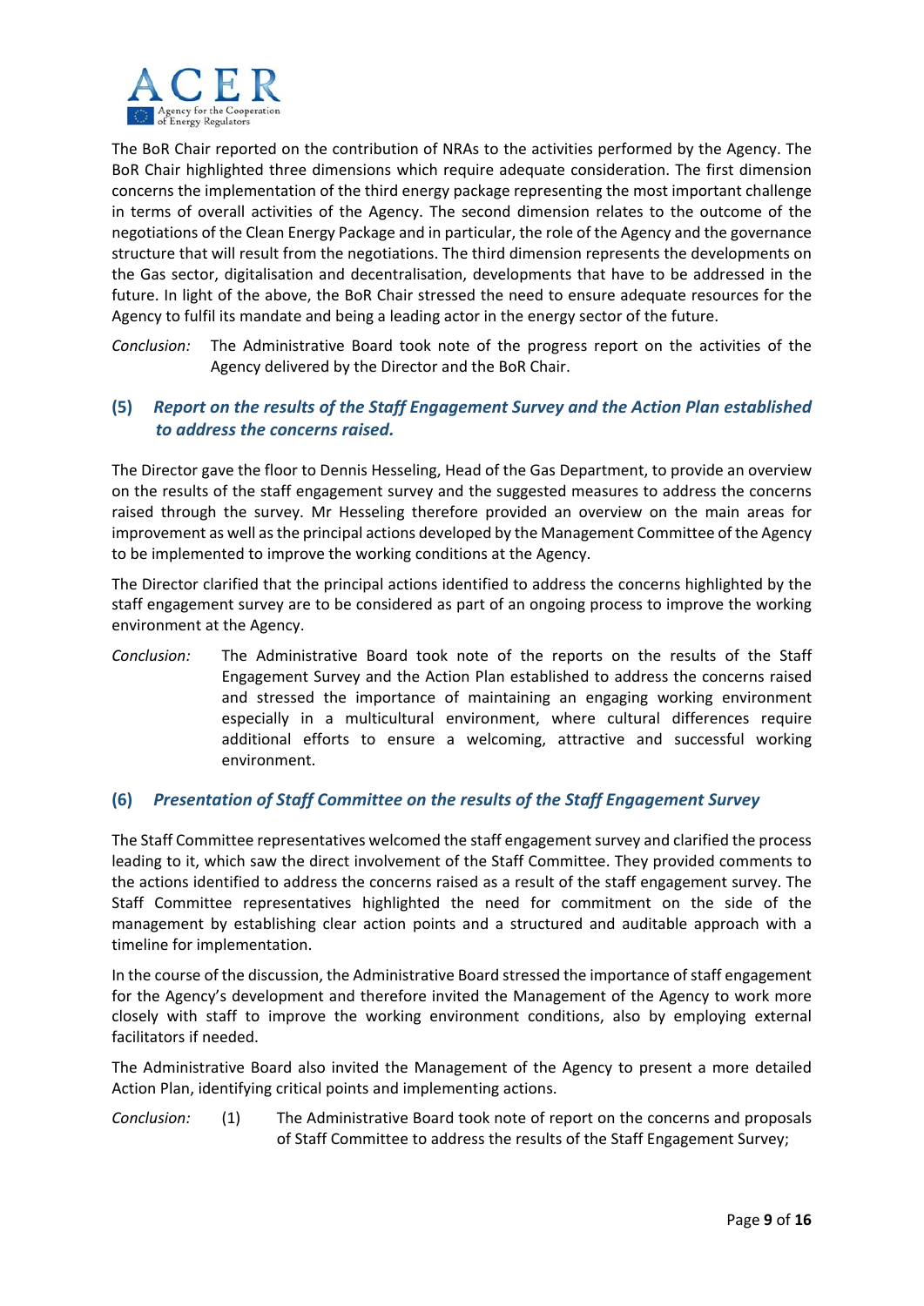The BoR Chair reported on the contribution of NRAs to the activities performed by the Agency. The BoR Chair highlighted three dimensions which require adequate consideration. The first dimension concerns the implementation of the third energy package representing the most important challenge in terms of overall activities of the Agency. The second dimension relates to the outcome of the negotiations of the Clean Energy Package and in particular, the role of the Agency and the governance structure that will result from the negotiations. The third dimension represents the developments on the Gas sector, digitalisation and decentralisation, developments that have to be addressed in the future. In light of the above, the BoR Chair stressed the need to ensure adequate resources for the Agency to fulfil its mandate and being a leading actor in the energy sector of the future.

*Conclusion:* The Administrative Board took note of the progress report on the activities of the Agency delivered by the Director and the BoR Chair.

### (5) *Report on the results of the Staff Engagement Survey and the Action Plan established to address the concerns raised.*

The Director gave the floor to Dennis Hesseling, Head of the Gas Department, to provide an overview on the results of the staff engagement survey and the suggested measures to address the concerns raised through the survey. Mr Hesseling therefore provided an overview on the main areas for improvement as well as the principal actions developed by the Management Committee of the Agency to be implemented to improve the working conditions at the Agency.

The Director clarified that the principal actions identified to address the concerns highlighted by the staff engagement survey are to be considered as part of an ongoing process to improve the working environment at the Agency.

*Conclusion:* The Administrative Board took note of the reports on the results of the Staff Engagement Survey and the Action Plan established to address the concerns raised and stressed the importance of maintaining an engaging working environment especially in a multicultural environment, where cultural differences require additional efforts to ensure a welcoming, attractive and successful working environment.

### (6) *Presentation of Staff Committee on the results of the Staff Engagement Survey*

The Staff Committee representatives welcomed the staff engagement survey and clarified the process leading to it, which saw the direct involvement of the Staff Committee. They provided comments to the actions identified to address the concerns raised as a result of the staff engagement survey. The Staff Committee representatives highlighted the need for commitment on the side of the management by establishing clear action points and a structured and auditable approach with a timeline for implementation.

In the course of the discussion, the Administrative Board stressed the importance of staff engagement for the Agency's development and therefore invited the Management of the Agency to work more closely with staff to improve the working environment conditions, also by employing external facilitators if needed.

The Administrative Board also invited the Management of the Agency to present a more detailed Action Plan, identifying critical points and implementing actions.

*Conclusion:* (1) The Administrative Board took note of report on the concerns and proposals of Staff Committee to address the results of the Staff Engagement Survey;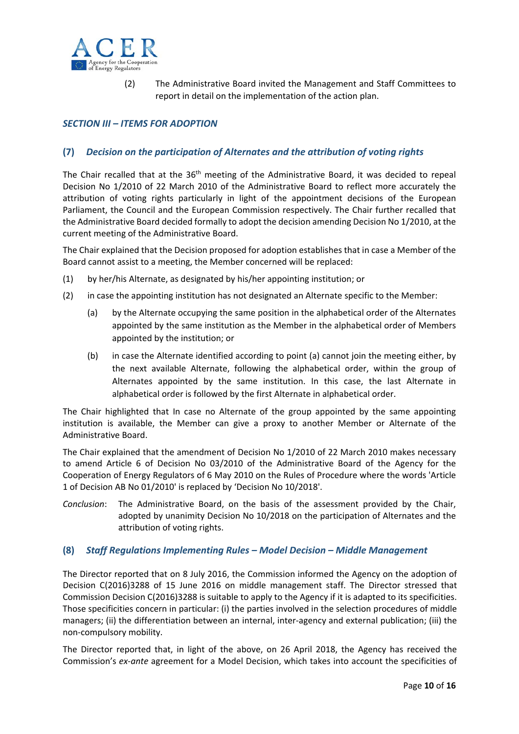(2) The Administrative Board invited the Management and Staff Committees to report in detail on the implementation of the action plan.

### *SECTION III – ITEMS FOR ADOPTION*

### (7) *Decision on the participation of Alternates and the attribution of voting rights*

The Chair recalled that at the 36th meeting of the Administrative Board, it was decided to repeal Decision No 1/2010 of 22 March 2010 of the Administrative Board to reflect more accurately the attribution of voting rights particularly in light of the appointment decisions of the European Parliament, the Council and the European Commission respectively. The Chair further recalled that the Administrative Board decided formally to adopt the decision amending Decision No 1/2010, at the current meeting of the Administrative Board.

The Chair explained that the Decision proposed for adoption establishes that in case a Member of the Board cannot assist to a meeting, the Member concerned will be replaced:

(1) by her/his Alternate, as designated by his/her appointing institution; or

(2) in case the appointing institution has not designated an Alternate specific to the Member:

   (a) by the Alternate occupying the same position in the alphabetical order of the Alternates appointed by the same institution as the Member in the alphabetical order of Members appointed by the institution; or

   (b) in case the Alternate identified according to point (a) cannot join the meeting either, by the next available Alternate, following the alphabetical order, within the group of Alternates appointed by the same institution. In this case, the last Alternate in alphabetical order is followed by the first Alternate in alphabetical order.

The Chair highlighted that In case no Alternate of the group appointed by the same appointing institution is available, the Member can give a proxy to another Member or Alternate of the Administrative Board.

The Chair explained that the amendment of Decision No 1/2010 of 22 March 2010 makes necessary to amend Article 6 of Decision No 03/2010 of the Administrative Board of the Agency for the Cooperation of Energy Regulators of 6 May 2010 on the Rules of Procedure where the words 'Article 1 of Decision AB No 01/2010' is replaced by 'Decision No 10/2018'.

*Conclusion*: The Administrative Board, on the basis of the assessment provided by the Chair, adopted by unanimity Decision No 10/2018 on the participation of Alternates and the attribution of voting rights.

### (8) *Staff Regulations Implementing Rules – Model Decision – Middle Management*

The Director reported that on 8 July 2016, the Commission informed the Agency on the adoption of Decision C(2016)3288 of 15 June 2016 on middle management staff. The Director stressed that Commission Decision C(2016)3288 is suitable to apply to the Agency if it is adapted to its specificities. Those specificities concern in particular: (i) the parties involved in the selection procedures of middle managers; (ii) the differentiation between an internal, inter-agency and external publication; (iii) the non-compulsory mobility.

The Director reported that, in light of the above, on 26 April 2018, the Agency has received the Commission's *ex-ante* agreement for a Model Decision, which takes into account the specificities of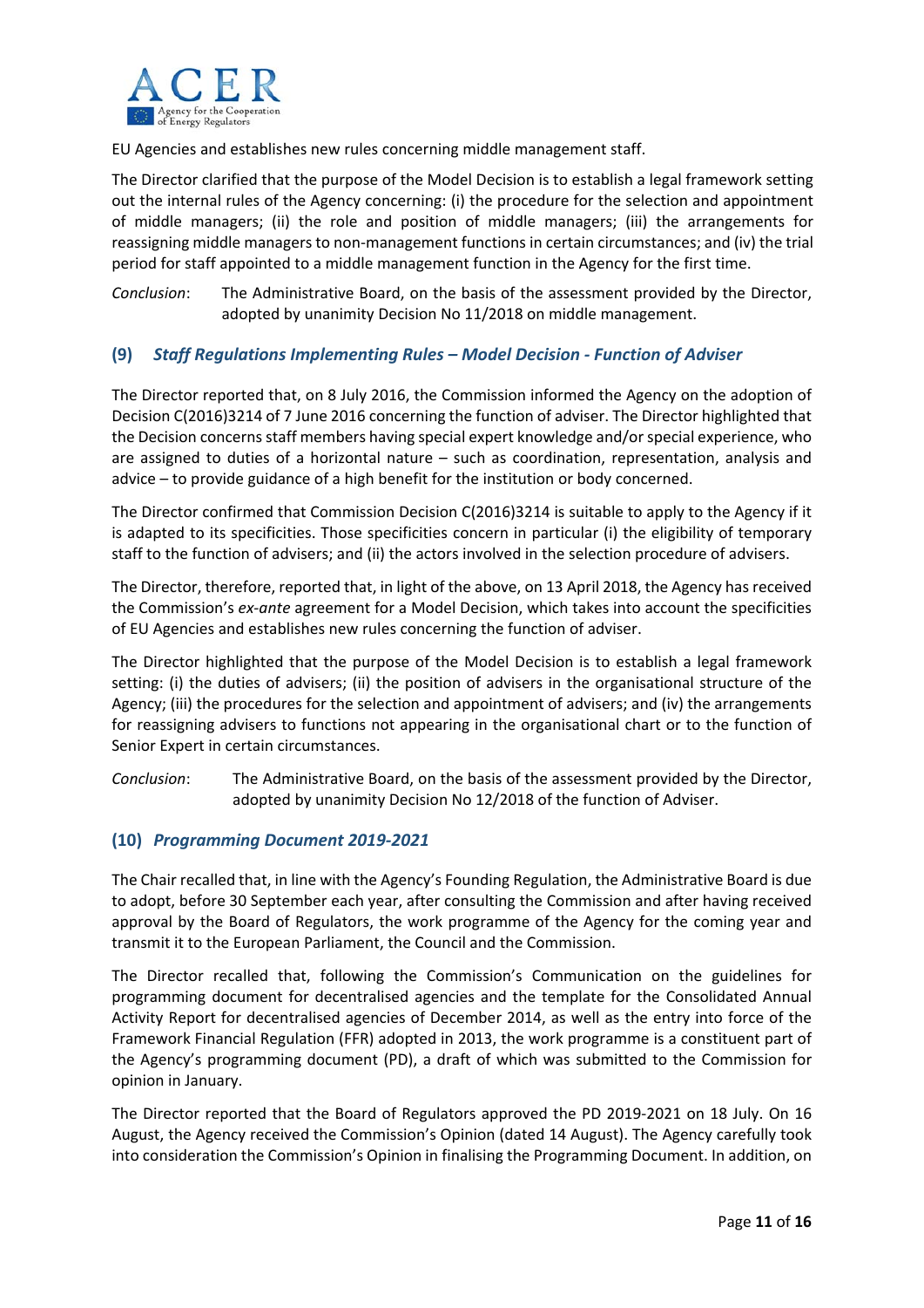EU Agencies and establishes new rules concerning middle management staff.

The Director clarified that the purpose of the Model Decision is to establish a legal framework setting out the internal rules of the Agency concerning: (i) the procedure for the selection and appointment of middle managers; (ii) the role and position of middle managers; (iii) the arrangements for reassigning middle managers to non-management functions in certain circumstances; and (iv) the trial period for staff appointed to a middle management function in the Agency for the first time.

*Conclusion*: The Administrative Board, on the basis of the assessment provided by the Director, adopted by unanimity Decision No 11/2018 on middle management.

### (9) *Staff Regulations Implementing Rules – Model Decision - Function of Adviser*

The Director reported that, on 8 July 2016, the Commission informed the Agency on the adoption of Decision C(2016)3214 of 7 June 2016 concerning the function of adviser. The Director highlighted that the Decision concerns staff members having special expert knowledge and/or special experience, who are assigned to duties of a horizontal nature – such as coordination, representation, analysis and advice – to provide guidance of a high benefit for the institution or body concerned.

The Director confirmed that Commission Decision C(2016)3214 is suitable to apply to the Agency if it is adapted to its specificities. Those specificities concern in particular (i) the eligibility of temporary staff to the function of advisers; and (ii) the actors involved in the selection procedure of advisers.

The Director, therefore, reported that, in light of the above, on 13 April 2018, the Agency has received the Commission's *ex-ante* agreement for a Model Decision, which takes into account the specificities of EU Agencies and establishes new rules concerning the function of adviser.

The Director highlighted that the purpose of the Model Decision is to establish a legal framework setting: (i) the duties of advisers; (ii) the position of advisers in the organisational structure of the Agency; (iii) the procedures for the selection and appointment of advisers; and (iv) the arrangements for reassigning advisers to functions not appearing in the organisational chart or to the function of Senior Expert in certain circumstances.

*Conclusion*: The Administrative Board, on the basis of the assessment provided by the Director, adopted by unanimity Decision No 12/2018 of the function of Adviser.

### (10) *Programming Document 2019-2021*

The Chair recalled that, in line with the Agency's Founding Regulation, the Administrative Board is due to adopt, before 30 September each year, after consulting the Commission and after having received approval by the Board of Regulators, the work programme of the Agency for the coming year and transmit it to the European Parliament, the Council and the Commission.

The Director recalled that, following the Commission's Communication on the guidelines for programming document for decentralised agencies and the template for the Consolidated Annual Activity Report for decentralised agencies of December 2014, as well as the entry into force of the Framework Financial Regulation (FFR) adopted in 2013, the work programme is a constituent part of the Agency's programming document (PD), a draft of which was submitted to the Commission for opinion in January.

The Director reported that the Board of Regulators approved the PD 2019-2021 on 18 July. On 16 August, the Agency received the Commission's Opinion (dated 14 August). The Agency carefully took into consideration the Commission's Opinion in finalising the Programming Document. In addition, on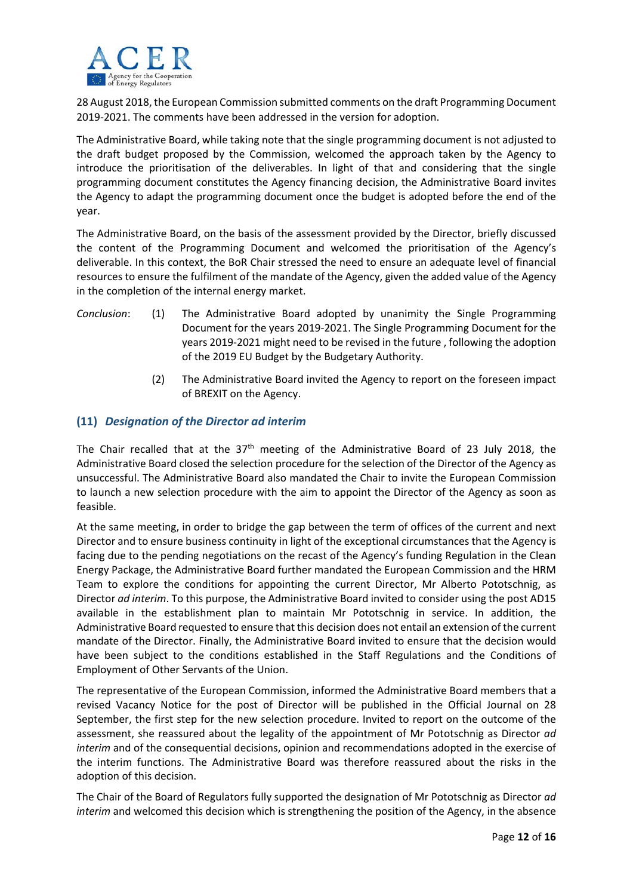28 August 2018, the European Commission submitted comments on the draft Programming Document 2019-2021. The comments have been addressed in the version for adoption.

The Administrative Board, while taking note that the single programming document is not adjusted to the draft budget proposed by the Commission, welcomed the approach taken by the Agency to introduce the prioritisation of the deliverables. In light of that and considering that the single programming document constitutes the Agency financing decision, the Administrative Board invites the Agency to adapt the programming document once the budget is adopted before the end of the year.

The Administrative Board, on the basis of the assessment provided by the Director, briefly discussed the content of the Programming Document and welcomed the prioritisation of the Agency's deliverable. In this context, the BoR Chair stressed the need to ensure an adequate level of financial resources to ensure the fulfilment of the mandate of the Agency, given the added value of the Agency in the completion of the internal energy market.

*Conclusion*:

(1) The Administrative Board adopted by unanimity the Single Programming Document for the years 2019-2021. The Single Programming Document for the years 2019-2021 might need to be revised in the future , following the adoption of the 2019 EU Budget by the Budgetary Authority.

(2) The Administrative Board invited the Agency to report on the foreseen impact of BREXIT on the Agency.

## (11) *Designation of the Director ad interim*

The Chair recalled that at the 37th meeting of the Administrative Board of 23 July 2018, the Administrative Board closed the selection procedure for the selection of the Director of the Agency as unsuccessful. The Administrative Board also mandated the Chair to invite the European Commission to launch a new selection procedure with the aim to appoint the Director of the Agency as soon as feasible.

At the same meeting, in order to bridge the gap between the term of offices of the current and next Director and to ensure business continuity in light of the exceptional circumstances that the Agency is facing due to the pending negotiations on the recast of the Agency's funding Regulation in the Clean Energy Package, the Administrative Board further mandated the European Commission and the HRM Team to explore the conditions for appointing the current Director, Mr Alberto Pototschnig, as Director *ad interim*. To this purpose, the Administrative Board invited to consider using the post AD15 available in the establishment plan to maintain Mr Pototschnig in service. In addition, the Administrative Board requested to ensure that this decision does not entail an extension of the current mandate of the Director. Finally, the Administrative Board invited to ensure that the decision would have been subject to the conditions established in the Staff Regulations and the Conditions of Employment of Other Servants of the Union.

The representative of the European Commission, informed the Administrative Board members that a revised Vacancy Notice for the post of Director will be published in the Official Journal on 28 September, the first step for the new selection procedure. Invited to report on the outcome of the assessment, she reassured about the legality of the appointment of Mr Pototschnig as Director *ad interim* and of the consequential decisions, opinion and recommendations adopted in the exercise of the interim functions. The Administrative Board was therefore reassured about the risks in the adoption of this decision.

The Chair of the Board of Regulators fully supported the designation of Mr Pototschnig as Director *ad interim* and welcomed this decision which is strengthening the position of the Agency, in the absence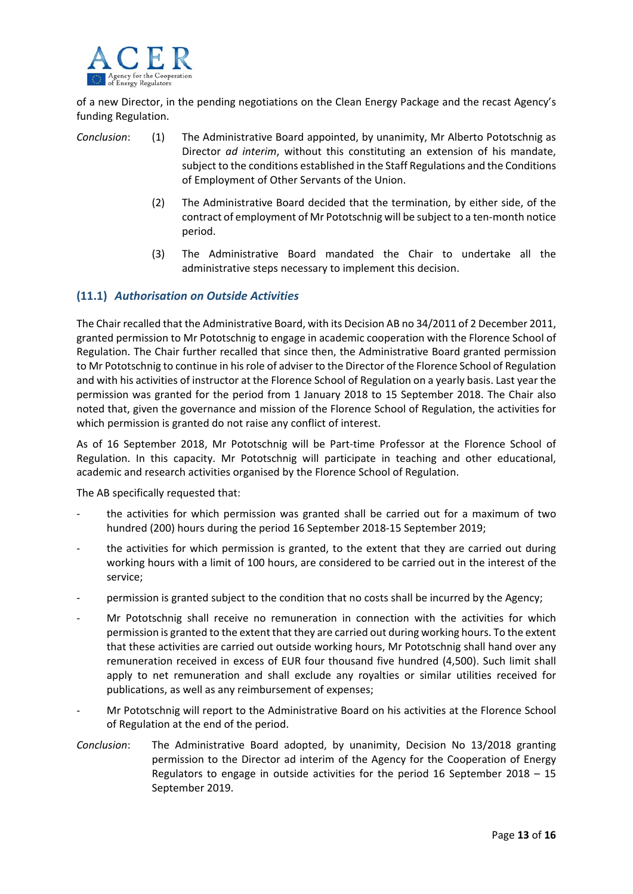of a new Director, in the pending negotiations on the Clean Energy Package and the recast Agency's funding Regulation.

*Conclusion*:

(1) The Administrative Board appointed, by unanimity, Mr Alberto Pototschnig as Director *ad interim*, without this constituting an extension of his mandate, subject to the conditions established in the Staff Regulations and the Conditions of Employment of Other Servants of the Union.

(2) The Administrative Board decided that the termination, by either side, of the contract of employment of Mr Pototschnig will be subject to a ten-month notice period.

(3) The Administrative Board mandated the Chair to undertake all the administrative steps necessary to implement this decision.

### (11.1) *Authorisation on Outside Activities*

The Chair recalled that the Administrative Board, with its Decision AB no 34/2011 of 2 December 2011, granted permission to Mr Pototschnig to engage in academic cooperation with the Florence School of Regulation. The Chair further recalled that since then, the Administrative Board granted permission to Mr Pototschnig to continue in his role of adviser to the Director of the Florence School of Regulation and with his activities of instructor at the Florence School of Regulation on a yearly basis. Last year the permission was granted for the period from 1 January 2018 to 15 September 2018. The Chair also noted that, given the governance and mission of the Florence School of Regulation, the activities for which permission is granted do not raise any conflict of interest.

As of 16 September 2018, Mr Pototschnig will be Part-time Professor at the Florence School of Regulation. In this capacity. Mr Pototschnig will participate in teaching and other educational, academic and research activities organised by the Florence School of Regulation.

The AB specifically requested that:

- the activities for which permission was granted shall be carried out for a maximum of two hundred (200) hours during the period 16 September 2018-15 September 2019;
- the activities for which permission is granted, to the extent that they are carried out during working hours with a limit of 100 hours, are considered to be carried out in the interest of the service;
- permission is granted subject to the condition that no costs shall be incurred by the Agency;
- Mr Pototschnig shall receive no remuneration in connection with the activities for which permission is granted to the extent that they are carried out during working hours. To the extent that these activities are carried out outside working hours, Mr Pototschnig shall hand over any remuneration received in excess of EUR four thousand five hundred (4,500). Such limit shall apply to net remuneration and shall exclude any royalties or similar utilities received for publications, as well as any reimbursement of expenses;
- Mr Pototschnig will report to the Administrative Board on his activities at the Florence School of Regulation at the end of the period.

*Conclusion*: The Administrative Board adopted, by unanimity, Decision No 13/2018 granting permission to the Director ad interim of the Agency for the Cooperation of Energy Regulators to engage in outside activities for the period 16 September 2018 – 15 September 2019.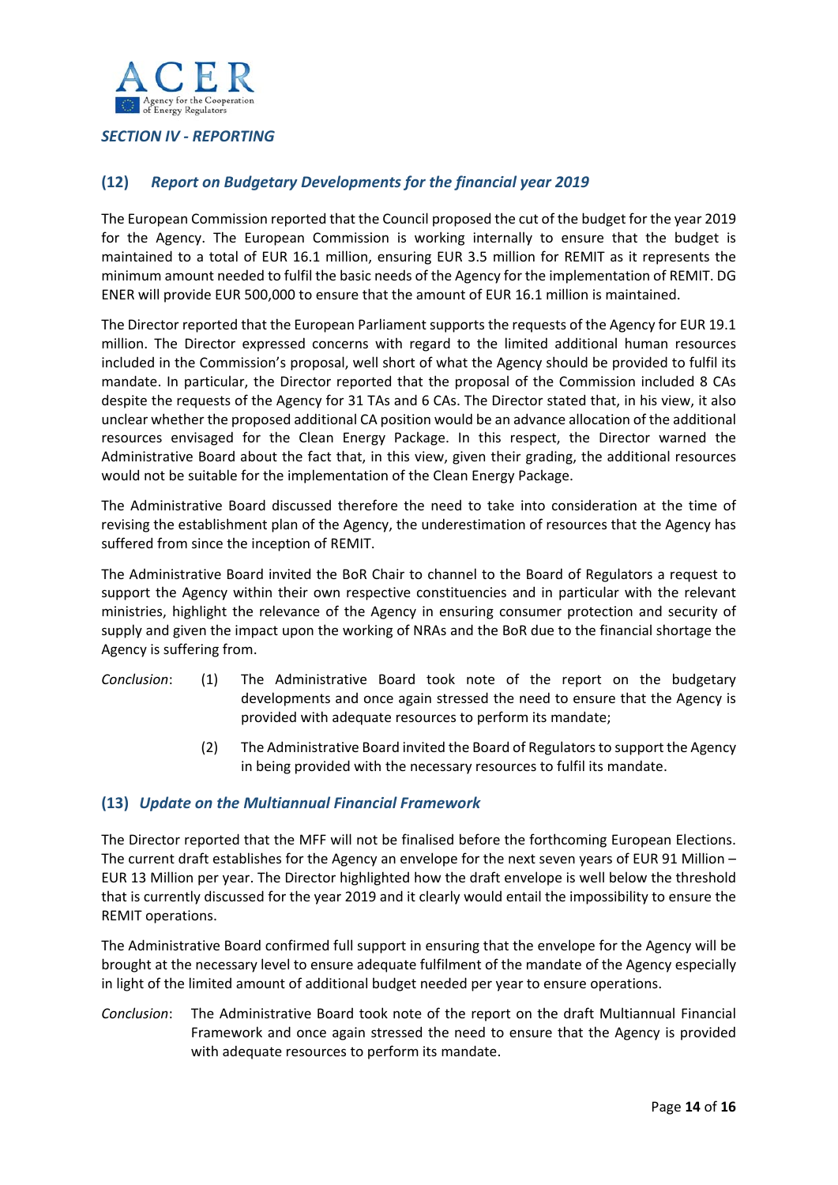## SECTION IV - REPORTING

### (12) *Report on Budgetary Developments for the financial year 2019*

The European Commission reported that the Council proposed the cut of the budget for the year 2019 for the Agency. The European Commission is working internally to ensure that the budget is maintained to a total of EUR 16.1 million, ensuring EUR 3.5 million for REMIT as it represents the minimum amount needed to fulfil the basic needs of the Agency for the implementation of REMIT. DG ENER will provide EUR 500,000 to ensure that the amount of EUR 16.1 million is maintained.

The Director reported that the European Parliament supports the requests of the Agency for EUR 19.1 million. The Director expressed concerns with regard to the limited additional human resources included in the Commission's proposal, well short of what the Agency should be provided to fulfil its mandate. In particular, the Director reported that the proposal of the Commission included 8 CAs despite the requests of the Agency for 31 TAs and 6 CAs. The Director stated that, in his view, it also unclear whether the proposed additional CA position would be an advance allocation of the additional resources envisaged for the Clean Energy Package. In this respect, the Director warned the Administrative Board about the fact that, in this view, given their grading, the additional resources would not be suitable for the implementation of the Clean Energy Package.

The Administrative Board discussed therefore the need to take into consideration at the time of revising the establishment plan of the Agency, the underestimation of resources that the Agency has suffered from since the inception of REMIT.

The Administrative Board invited the BoR Chair to channel to the Board of Regulators a request to support the Agency within their own respective constituencies and in particular with the relevant ministries, highlight the relevance of the Agency in ensuring consumer protection and security of supply and given the impact upon the working of NRAs and the BoR due to the financial shortage the Agency is suffering from.

*Conclusion*:

(1) The Administrative Board took note of the report on the budgetary developments and once again stressed the need to ensure that the Agency is provided with adequate resources to perform its mandate;

(2) The Administrative Board invited the Board of Regulators to support the Agency in being provided with the necessary resources to fulfil its mandate.

### (13) *Update on the Multiannual Financial Framework*

The Director reported that the MFF will not be finalised before the forthcoming European Elections. The current draft establishes for the Agency an envelope for the next seven years of EUR 91 Million – EUR 13 Million per year. The Director highlighted how the draft envelope is well below the threshold that is currently discussed for the year 2019 and it clearly would entail the impossibility to ensure the REMIT operations.

The Administrative Board confirmed full support in ensuring that the envelope for the Agency will be brought at the necessary level to ensure adequate fulfilment of the mandate of the Agency especially in light of the limited amount of additional budget needed per year to ensure operations.

*Conclusion*: The Administrative Board took note of the report on the draft Multiannual Financial Framework and once again stressed the need to ensure that the Agency is provided with adequate resources to perform its mandate.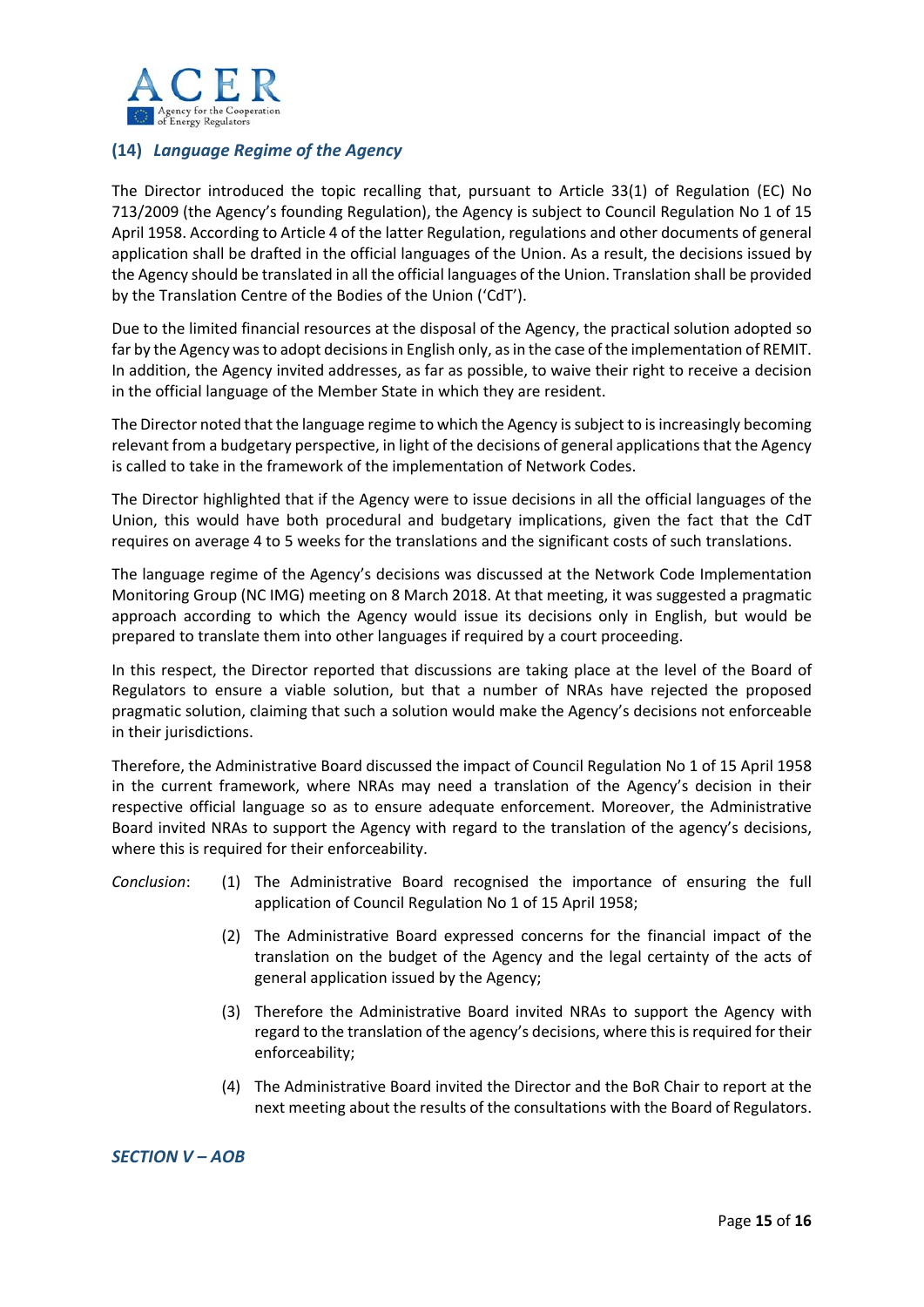### (14) *Language Regime of the Agency*

The Director introduced the topic recalling that, pursuant to Article 33(1) of Regulation (EC) No 713/2009 (the Agency's founding Regulation), the Agency is subject to Council Regulation No 1 of 15 April 1958. According to Article 4 of the latter Regulation, regulations and other documents of general application shall be drafted in the official languages of the Union. As a result, the decisions issued by the Agency should be translated in all the official languages of the Union. Translation shall be provided by the Translation Centre of the Bodies of the Union ('CdT').

Due to the limited financial resources at the disposal of the Agency, the practical solution adopted so far by the Agency was to adopt decisions in English only, as in the case of the implementation of REMIT. In addition, the Agency invited addresses, as far as possible, to waive their right to receive a decision in the official language of the Member State in which they are resident.

The Director noted that the language regime to which the Agency is subject to is increasingly becoming relevant from a budgetary perspective, in light of the decisions of general applications that the Agency is called to take in the framework of the implementation of Network Codes.

The Director highlighted that if the Agency were to issue decisions in all the official languages of the Union, this would have both procedural and budgetary implications, given the fact that the CdT requires on average 4 to 5 weeks for the translations and the significant costs of such translations.

The language regime of the Agency's decisions was discussed at the Network Code Implementation Monitoring Group (NC IMG) meeting on 8 March 2018. At that meeting, it was suggested a pragmatic approach according to which the Agency would issue its decisions only in English, but would be prepared to translate them into other languages if required by a court proceeding.

In this respect, the Director reported that discussions are taking place at the level of the Board of Regulators to ensure a viable solution, but that a number of NRAs have rejected the proposed pragmatic solution, claiming that such a solution would make the Agency's decisions not enforceable in their jurisdictions.

Therefore, the Administrative Board discussed the impact of Council Regulation No 1 of 15 April 1958 in the current framework, where NRAs may need a translation of the Agency's decision in their respective official language so as to ensure adequate enforcement. Moreover, the Administrative Board invited NRAs to support the Agency with regard to the translation of the agency's decisions, where this is required for their enforceability.

*Conclusion*:

(1) The Administrative Board recognised the importance of ensuring the full application of Council Regulation No 1 of 15 April 1958;

(2) The Administrative Board expressed concerns for the financial impact of the translation on the budget of the Agency and the legal certainty of the acts of general application issued by the Agency;

(3) Therefore the Administrative Board invited NRAs to support the Agency with regard to the translation of the agency's decisions, where this is required for their enforceability;

(4) The Administrative Board invited the Director and the BoR Chair to report at the next meeting about the results of the consultations with the Board of Regulators.

## *SECTION V – AOB*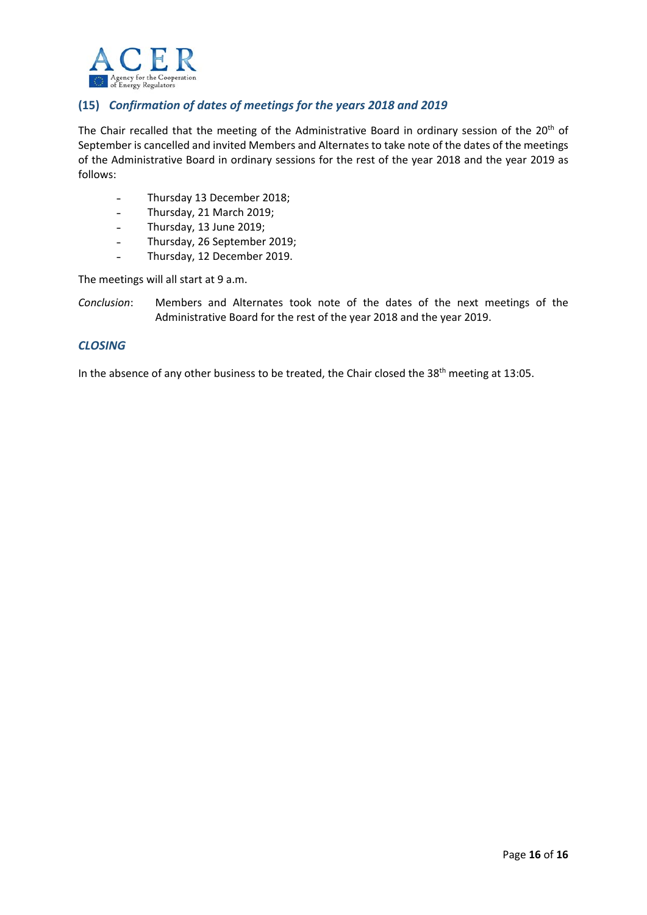## (15) *Confirmation of dates of meetings for the years 2018 and 2019*

The Chair recalled that the meeting of the Administrative Board in ordinary session of the 20th of September is cancelled and invited Members and Alternates to take note of the dates of the meetings of the Administrative Board in ordinary sessions for the rest of the year 2018 and the year 2019 as follows:

- Thursday 13 December 2018;
- Thursday, 21 March 2019;
- Thursday, 13 June 2019;
- Thursday, 26 September 2019;
- Thursday, 12 December 2019.

The meetings will all start at 9 a.m.

*Conclusion*: Members and Alternates took note of the dates of the next meetings of the Administrative Board for the rest of the year 2018 and the year 2019.

## *CLOSING*

In the absence of any other business to be treated, the Chair closed the 38th meeting at 13:05.